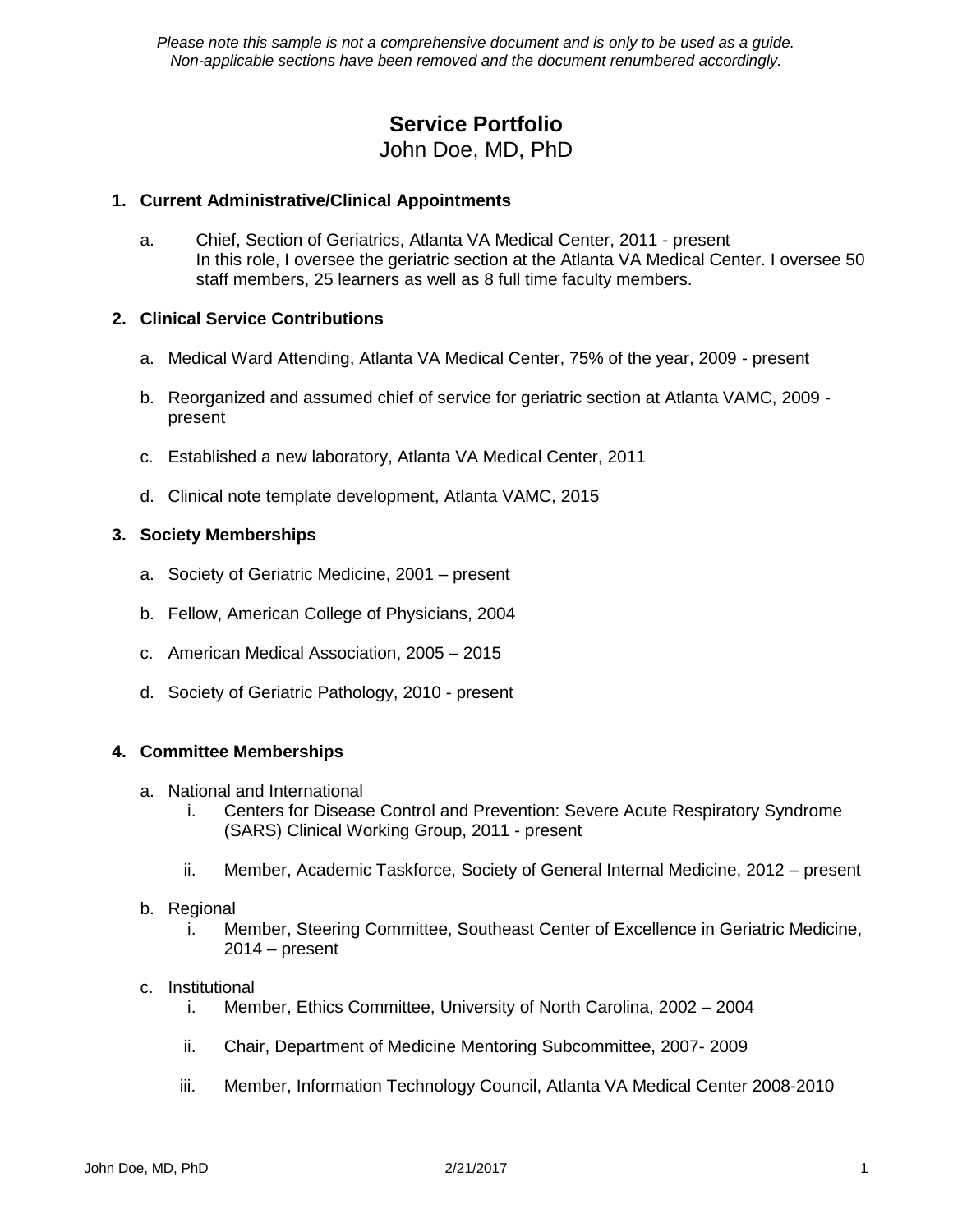*Please note this sample is not a comprehensive document and is only to be used as a guide.*
*Non-applicable sections have been removed and the document renumbered accordingly.*

# Service Portfolio

John Doe, MD, PhD

## 1. Current Administrative/Clinical Appointments

a. Chief, Section of Geriatrics, Atlanta VA Medical Center, 2011 - present
In this role, I oversee the geriatric section at the Atlanta VA Medical Center. I oversee 50 staff members, 25 learners as well as 8 full time faculty members.

## 2. Clinical Service Contributions

a. Medical Ward Attending, Atlanta VA Medical Center, 75% of the year, 2009 - present

b. Reorganized and assumed chief of service for geriatric section at Atlanta VAMC, 2009 - present

c. Established a new laboratory, Atlanta VA Medical Center, 2011

d. Clinical note template development, Atlanta VAMC, 2015

## 3. Society Memberships

a. Society of Geriatric Medicine, 2001 – present

b. Fellow, American College of Physicians, 2004

c. American Medical Association, 2005 – 2015

d. Society of Geriatric Pathology, 2010 - present

## 4. Committee Memberships

a. National and International

   i. Centers for Disease Control and Prevention: Severe Acute Respiratory Syndrome (SARS) Clinical Working Group, 2011 - present

   ii. Member, Academic Taskforce, Society of General Internal Medicine, 2012 – present

b. Regional

   i. Member, Steering Committee, Southeast Center of Excellence in Geriatric Medicine, 2014 – present

c. Institutional

   i. Member, Ethics Committee, University of North Carolina, 2002 – 2004

   ii. Chair, Department of Medicine Mentoring Subcommittee, 2007- 2009

   iii. Member, Information Technology Council, Atlanta VA Medical Center 2008-2010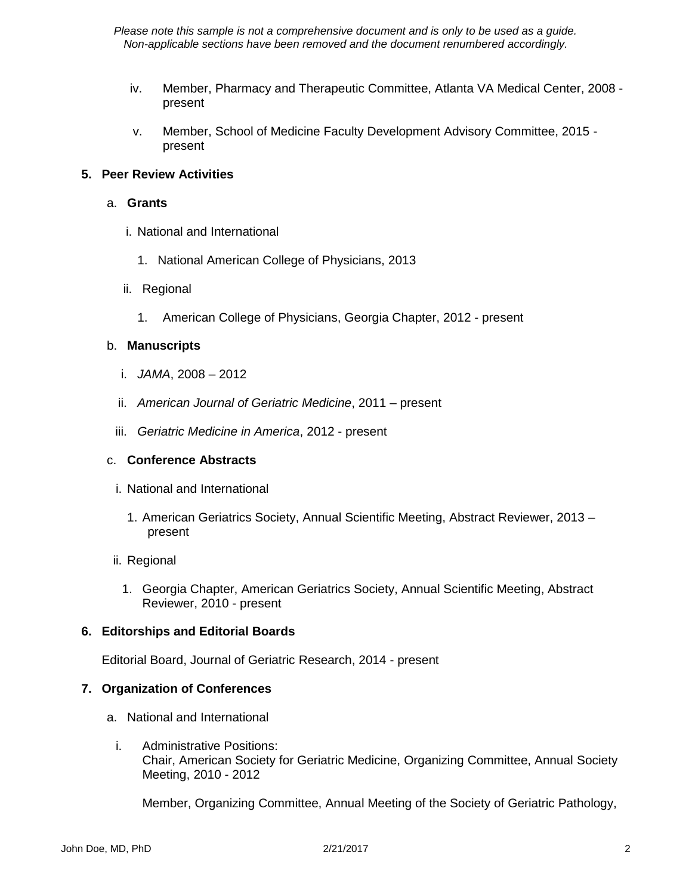*Please note this sample is not a comprehensive document and is only to be used as a guide. Non-applicable sections have been removed and the document renumbered accordingly.*

iv. Member, Pharmacy and Therapeutic Committee, Atlanta VA Medical Center, 2008 - present

v. Member, School of Medicine Faculty Development Advisory Committee, 2015 - present

**5. Peer Review Activities**

a. **Grants**

i. National and International

1. National American College of Physicians, 2013

ii. Regional

1. American College of Physicians, Georgia Chapter, 2012 - present

b. **Manuscripts**

i. *JAMA*, 2008 – 2012

ii. *American Journal of Geriatric Medicine*, 2011 – present

iii. *Geriatric Medicine in America*, 2012 - present

c. **Conference Abstracts**

i. National and International

1. American Geriatrics Society, Annual Scientific Meeting, Abstract Reviewer, 2013 – present

ii. Regional

1. Georgia Chapter, American Geriatrics Society, Annual Scientific Meeting, Abstract Reviewer, 2010 - present

**6. Editorships and Editorial Boards**

Editorial Board, Journal of Geriatric Research, 2014 - present

**7. Organization of Conferences**

a. National and International

i. Administrative Positions:
Chair, American Society for Geriatric Medicine, Organizing Committee, Annual Society Meeting, 2010 - 2012

Member, Organizing Committee, Annual Meeting of the Society of Geriatric Pathology,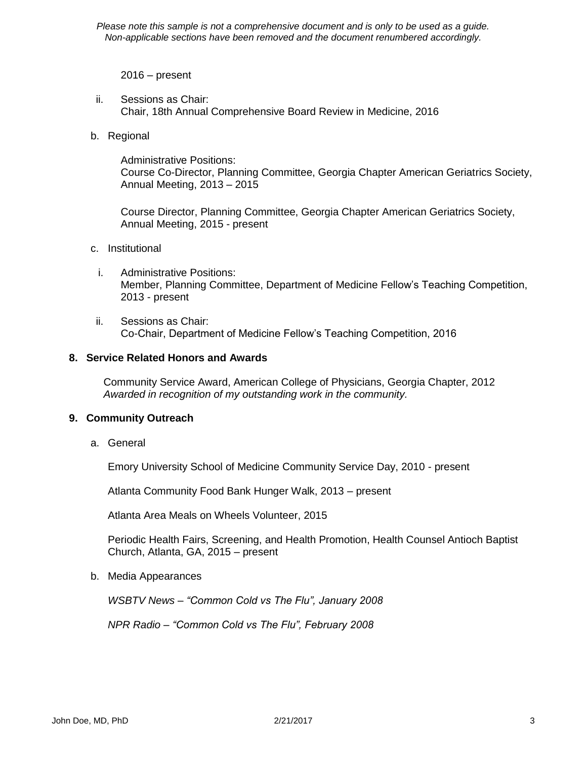*Please note this sample is not a comprehensive document and is only to be used as a guide. Non-applicable sections have been removed and the document renumbered accordingly.*

2016 – present

ii. Sessions as Chair:
Chair, 18th Annual Comprehensive Board Review in Medicine, 2016

b. Regional

Administrative Positions:
Course Co-Director, Planning Committee, Georgia Chapter American Geriatrics Society, Annual Meeting, 2013 – 2015

Course Director, Planning Committee, Georgia Chapter American Geriatrics Society, Annual Meeting, 2015 - present

c. Institutional

i. Administrative Positions:
Member, Planning Committee, Department of Medicine Fellow's Teaching Competition, 2013 - present

ii. Sessions as Chair:
Co-Chair, Department of Medicine Fellow's Teaching Competition, 2016

**8. Service Related Honors and Awards**

Community Service Award, American College of Physicians, Georgia Chapter, 2012
*Awarded in recognition of my outstanding work in the community.*

**9. Community Outreach**

a. General

Emory University School of Medicine Community Service Day, 2010 - present

Atlanta Community Food Bank Hunger Walk, 2013 – present

Atlanta Area Meals on Wheels Volunteer, 2015

Periodic Health Fairs, Screening, and Health Promotion, Health Counsel Antioch Baptist Church, Atlanta, GA, 2015 – present

b. Media Appearances

*WSBTV News – "Common Cold vs The Flu", January 2008*

*NPR Radio – "Common Cold vs The Flu", February 2008*